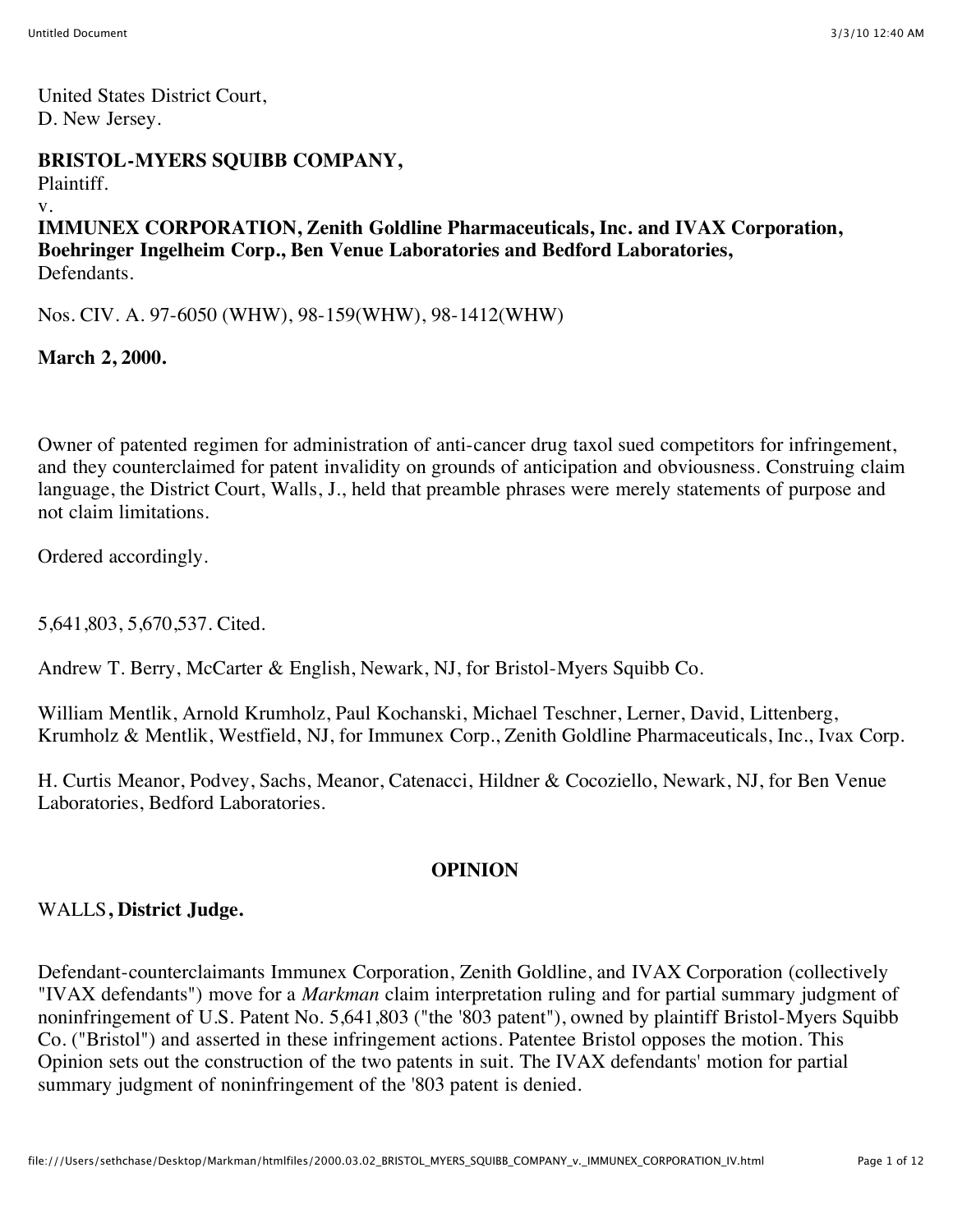United States District Court,
D. New Jersey.

**BRISTOL-MYERS SQUIBB COMPANY,**
Plaintiff.
v.
**IMMUNEX CORPORATION, Zenith Goldline Pharmaceuticals, Inc. and IVAX Corporation, Boehringer Ingelheim Corp., Ben Venue Laboratories and Bedford Laboratories,**
Defendants.

Nos. CIV. A. 97-6050 (WHW), 98-159(WHW), 98-1412(WHW)

**March 2, 2000.**

Owner of patented regimen for administration of anti-cancer drug taxol sued competitors for infringement, and they counterclaimed for patent invalidity on grounds of anticipation and obviousness. Construing claim language, the District Court, Walls, J., held that preamble phrases were merely statements of purpose and not claim limitations.

Ordered accordingly.

5,641,803, 5,670,537. Cited.

Andrew T. Berry, McCarter & English, Newark, NJ, for Bristol-Myers Squibb Co.

William Mentlik, Arnold Krumholz, Paul Kochanski, Michael Teschner, Lerner, David, Littenberg, Krumholz & Mentlik, Westfield, NJ, for Immunex Corp., Zenith Goldline Pharmaceuticals, Inc., Ivax Corp.

H. Curtis Meanor, Podvey, Sachs, Meanor, Catenacci, Hildner & Cocoziello, Newark, NJ, for Ben Venue Laboratories, Bedford Laboratories.

## OPINION

WALLS**, District Judge.**

Defendant-counterclaimants Immunex Corporation, Zenith Goldline, and IVAX Corporation (collectively "IVAX defendants") move for a *Markman* claim interpretation ruling and for partial summary judgment of noninfringement of U.S. Patent No. 5,641,803 ("the '803 patent"), owned by plaintiff Bristol-Myers Squibb Co. ("Bristol") and asserted in these infringement actions. Patentee Bristol opposes the motion. This Opinion sets out the construction of the two patents in suit. The IVAX defendants' motion for partial summary judgment of noninfringement of the '803 patent is denied.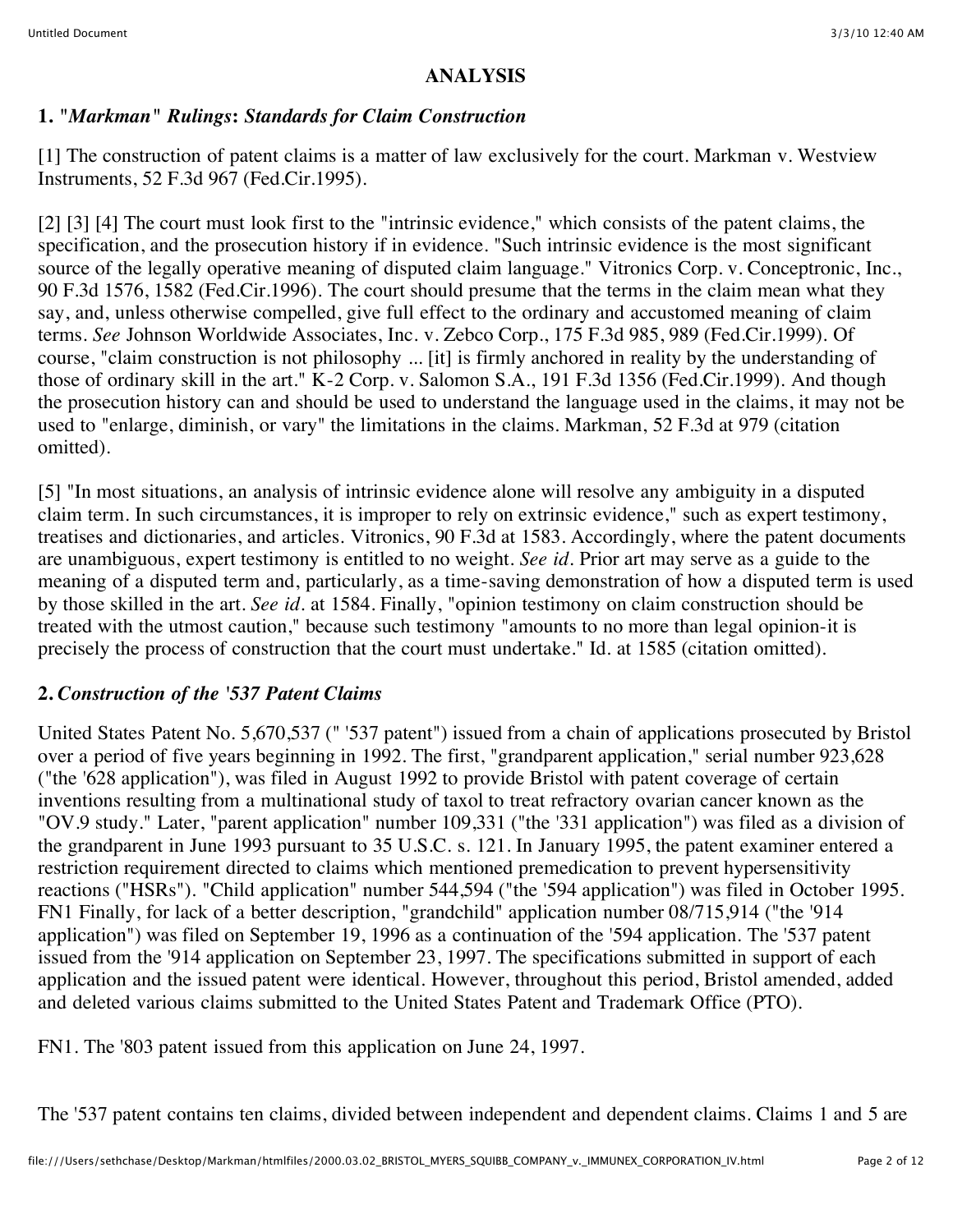## ANALYSIS

### 1. "*Markman*" *Rulings*: *Standards for Claim Construction*

[1] The construction of patent claims is a matter of law exclusively for the court. Markman v. Westview Instruments, 52 F.3d 967 (Fed.Cir.1995).

[2] [3] [4] The court must look first to the "intrinsic evidence," which consists of the patent claims, the specification, and the prosecution history if in evidence. "Such intrinsic evidence is the most significant source of the legally operative meaning of disputed claim language." Vitronics Corp. v. Conceptronic, Inc., 90 F.3d 1576, 1582 (Fed.Cir.1996). The court should presume that the terms in the claim mean what they say, and, unless otherwise compelled, give full effect to the ordinary and accustomed meaning of claim terms. *See* Johnson Worldwide Associates, Inc. v. Zebco Corp., 175 F.3d 985, 989 (Fed.Cir.1999). Of course, "claim construction is not philosophy ... [it] is firmly anchored in reality by the understanding of those of ordinary skill in the art." K-2 Corp. v. Salomon S.A., 191 F.3d 1356 (Fed.Cir.1999). And though the prosecution history can and should be used to understand the language used in the claims, it may not be used to "enlarge, diminish, or vary" the limitations in the claims. Markman, 52 F.3d at 979 (citation omitted).

[5] "In most situations, an analysis of intrinsic evidence alone will resolve any ambiguity in a disputed claim term. In such circumstances, it is improper to rely on extrinsic evidence," such as expert testimony, treatises and dictionaries, and articles. Vitronics, 90 F.3d at 1583. Accordingly, where the patent documents are unambiguous, expert testimony is entitled to no weight. *See id*. Prior art may serve as a guide to the meaning of a disputed term and, particularly, as a time-saving demonstration of how a disputed term is used by those skilled in the art. *See id*. at 1584. Finally, "opinion testimony on claim construction should be treated with the utmost caution," because such testimony "amounts to no more than legal opinion-it is precisely the process of construction that the court must undertake." Id. at 1585 (citation omitted).

### 2. *Construction of the '537 Patent Claims*

United States Patent No. 5,670,537 (" '537 patent") issued from a chain of applications prosecuted by Bristol over a period of five years beginning in 1992. The first, "grandparent application," serial number 923,628 ("the '628 application"), was filed in August 1992 to provide Bristol with patent coverage of certain inventions resulting from a multinational study of taxol to treat refractory ovarian cancer known as the "OV.9 study." Later, "parent application" number 109,331 ("the '331 application") was filed as a division of the grandparent in June 1993 pursuant to 35 U.S.C. s. 121. In January 1995, the patent examiner entered a restriction requirement directed to claims which mentioned premedication to prevent hypersensitivity reactions ("HSRs"). "Child application" number 544,594 ("the '594 application") was filed in October 1995. FN1 Finally, for lack of a better description, "grandchild" application number 08/715,914 ("the '914 application") was filed on September 19, 1996 as a continuation of the '594 application. The '537 patent issued from the '914 application on September 23, 1997. The specifications submitted in support of each application and the issued patent were identical. However, throughout this period, Bristol amended, added and deleted various claims submitted to the United States Patent and Trademark Office (PTO).

FN1. The '803 patent issued from this application on June 24, 1997.

The '537 patent contains ten claims, divided between independent and dependent claims. Claims 1 and 5 are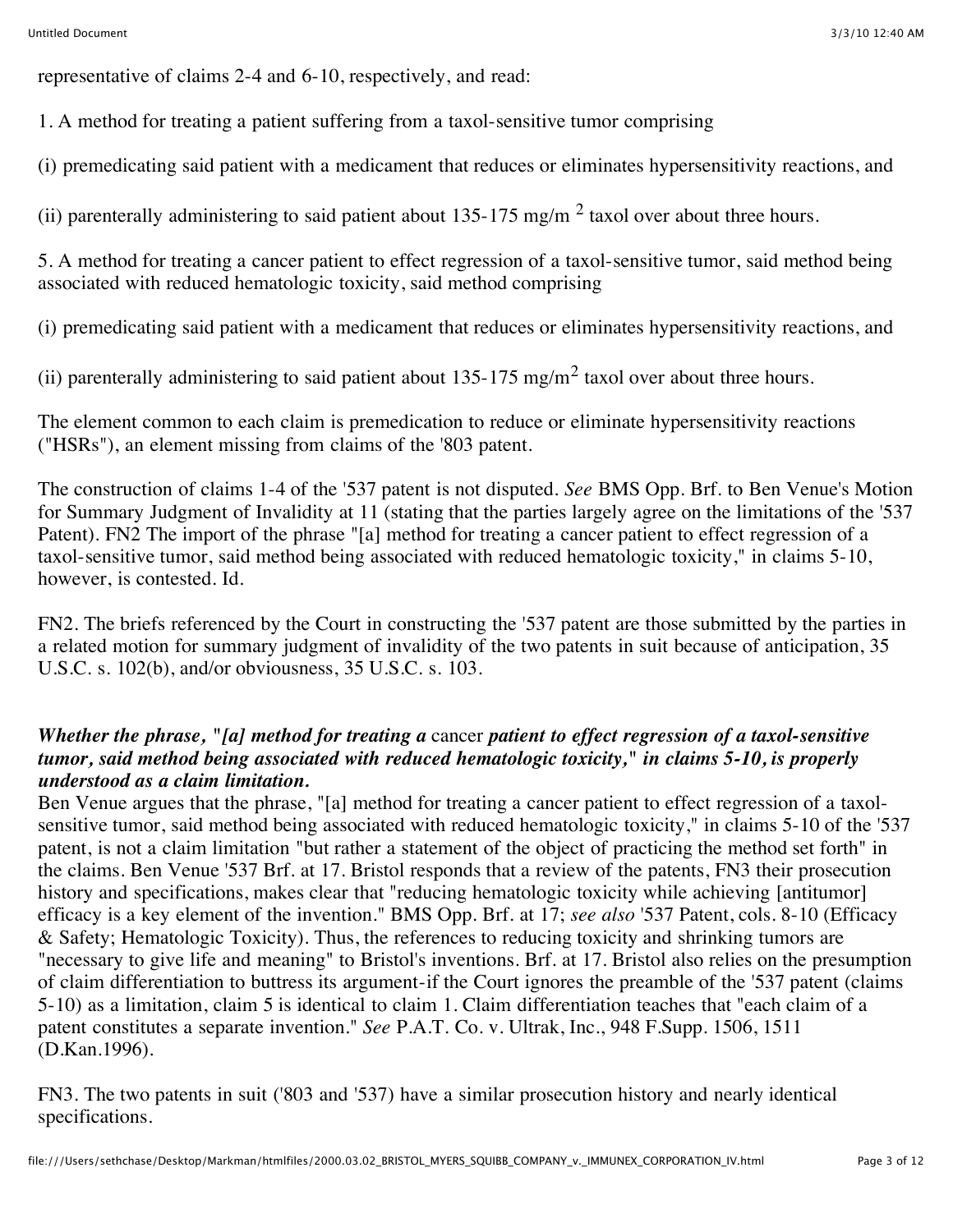representative of claims 2-4 and 6-10, respectively, and read:

1. A method for treating a patient suffering from a taxol-sensitive tumor comprising

(i) premedicating said patient with a medicament that reduces or eliminates hypersensitivity reactions, and

(ii) parenterally administering to said patient about 135-175 mg/m $^2$ taxol over about three hours.

5. A method for treating a cancer patient to effect regression of a taxol-sensitive tumor, said method being associated with reduced hematologic toxicity, said method comprising

(i) premedicating said patient with a medicament that reduces or eliminates hypersensitivity reactions, and

(ii) parenterally administering to said patient about 135-175 mg/m$^2$ taxol over about three hours.

The element common to each claim is premedication to reduce or eliminate hypersensitivity reactions ("HSRs"), an element missing from claims of the '803 patent.

The construction of claims 1-4 of the '537 patent is not disputed. *See* BMS Opp. Brf. to Ben Venue's Motion for Summary Judgment of Invalidity at 11 (stating that the parties largely agree on the limitations of the '537 Patent). FN2 The import of the phrase "[a] method for treating a cancer patient to effect regression of a taxol-sensitive tumor, said method being associated with reduced hematologic toxicity," in claims 5-10, however, is contested. Id.

FN2. The briefs referenced by the Court in constructing the '537 patent are those submitted by the parties in a related motion for summary judgment of invalidity of the two patents in suit because of anticipation, 35 U.S.C. s. 102(b), and/or obviousness, 35 U.S.C. s. 103.

***Whether the phrase, "[a] method for treating a*** cancer ***patient to effect regression of a taxol-sensitive tumor, said method being associated with reduced hematologic toxicity," in claims 5-10, is properly understood as a claim limitation.***

Ben Venue argues that the phrase, "[a] method for treating a cancer patient to effect regression of a taxol-sensitive tumor, said method being associated with reduced hematologic toxicity," in claims 5-10 of the '537 patent, is not a claim limitation "but rather a statement of the object of practicing the method set forth" in the claims. Ben Venue '537 Brf. at 17. Bristol responds that a review of the patents, FN3 their prosecution history and specifications, makes clear that "reducing hematologic toxicity while achieving [antitumor] efficacy is a key element of the invention." BMS Opp. Brf. at 17; *see also* '537 Patent, cols. 8-10 (Efficacy & Safety; Hematologic Toxicity). Thus, the references to reducing toxicity and shrinking tumors are "necessary to give life and meaning" to Bristol's inventions. Brf. at 17. Bristol also relies on the presumption of claim differentiation to buttress its argument-if the Court ignores the preamble of the '537 patent (claims 5-10) as a limitation, claim 5 is identical to claim 1. Claim differentiation teaches that "each claim of a patent constitutes a separate invention." *See* P.A.T. Co. v. Ultrak, Inc., 948 F.Supp. 1506, 1511 (D.Kan.1996).

FN3. The two patents in suit ('803 and '537) have a similar prosecution history and nearly identical specifications.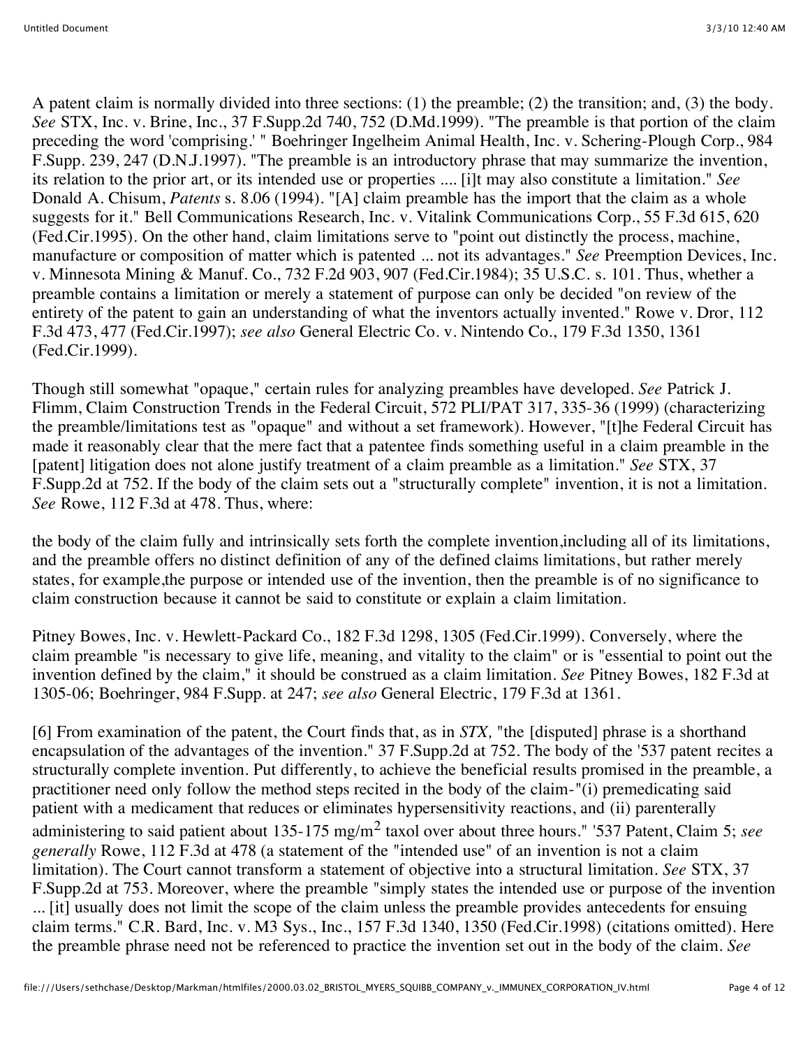A patent claim is normally divided into three sections: (1) the preamble; (2) the transition; and, (3) the body. *See* STX, Inc. v. Brine, Inc., 37 F.Supp.2d 740, 752 (D.Md.1999). "The preamble is that portion of the claim preceding the word 'comprising.' " Boehringer Ingelheim Animal Health, Inc. v. Schering-Plough Corp., 984 F.Supp. 239, 247 (D.N.J.1997). "The preamble is an introductory phrase that may summarize the invention, its relation to the prior art, or its intended use or properties .... [i]t may also constitute a limitation." *See* Donald A. Chisum, *Patents* s. 8.06 (1994). "[A] claim preamble has the import that the claim as a whole suggests for it." Bell Communications Research, Inc. v. Vitalink Communications Corp., 55 F.3d 615, 620 (Fed.Cir.1995). On the other hand, claim limitations serve to "point out distinctly the process, machine, manufacture or composition of matter which is patented ... not its advantages." *See* Preemption Devices, Inc. v. Minnesota Mining & Manuf. Co., 732 F.2d 903, 907 (Fed.Cir.1984); 35 U.S.C. s. 101. Thus, whether a preamble contains a limitation or merely a statement of purpose can only be decided "on review of the entirety of the patent to gain an understanding of what the inventors actually invented." Rowe v. Dror, 112 F.3d 473, 477 (Fed.Cir.1997); *see also* General Electric Co. v. Nintendo Co., 179 F.3d 1350, 1361 (Fed.Cir.1999).

Though still somewhat "opaque," certain rules for analyzing preambles have developed. *See* Patrick J. Flimm, Claim Construction Trends in the Federal Circuit, 572 PLI/PAT 317, 335-36 (1999) (characterizing the preamble/limitations test as "opaque" and without a set framework). However, "[t]he Federal Circuit has made it reasonably clear that the mere fact that a patentee finds something useful in a claim preamble in the [patent] litigation does not alone justify treatment of a claim preamble as a limitation." *See* STX, 37 F.Supp.2d at 752. If the body of the claim sets out a "structurally complete" invention, it is not a limitation. *See* Rowe, 112 F.3d at 478. Thus, where:

the body of the claim fully and intrinsically sets forth the complete invention,including all of its limitations, and the preamble offers no distinct definition of any of the defined claims limitations, but rather merely states, for example,the purpose or intended use of the invention, then the preamble is of no significance to claim construction because it cannot be said to constitute or explain a claim limitation.

Pitney Bowes, Inc. v. Hewlett-Packard Co., 182 F.3d 1298, 1305 (Fed.Cir.1999). Conversely, where the claim preamble "is necessary to give life, meaning, and vitality to the claim" or is "essential to point out the invention defined by the claim," it should be construed as a claim limitation. *See* Pitney Bowes, 182 F.3d at 1305-06; Boehringer, 984 F.Supp. at 247; *see also* General Electric, 179 F.3d at 1361.

[6] From examination of the patent, the Court finds that, as in *STX,* "the [disputed] phrase is a shorthand encapsulation of the advantages of the invention." 37 F.Supp.2d at 752. The body of the '537 patent recites a structurally complete invention. Put differently, to achieve the beneficial results promised in the preamble, a practitioner need only follow the method steps recited in the body of the claim-"(i) premedicating said patient with a medicament that reduces or eliminates hypersensitivity reactions, and (ii) parenterally administering to said patient about 135-175 $mg/m^2$ taxol over about three hours." '537 Patent, Claim 5; *see generally* Rowe, 112 F.3d at 478 (a statement of the "intended use" of an invention is not a claim limitation). The Court cannot transform a statement of objective into a structural limitation. *See* STX, 37 F.Supp.2d at 753. Moreover, where the preamble "simply states the intended use or purpose of the invention ... [it] usually does not limit the scope of the claim unless the preamble provides antecedents for ensuing claim terms." C.R. Bard, Inc. v. M3 Sys., Inc., 157 F.3d 1340, 1350 (Fed.Cir.1998) (citations omitted). Here the preamble phrase need not be referenced to practice the invention set out in the body of the claim. *See*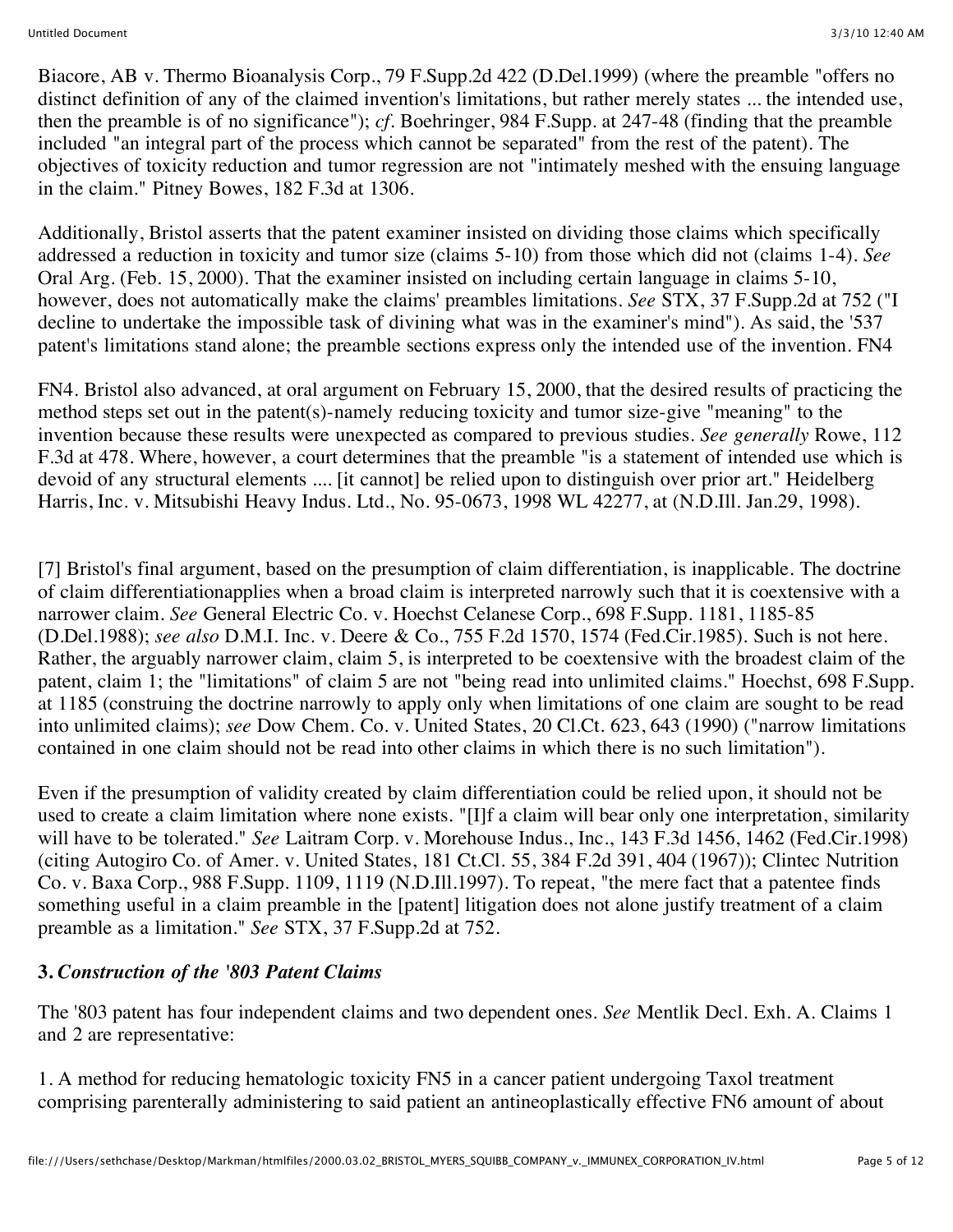Biacore, AB v. Thermo Bioanalysis Corp., 79 F.Supp.2d 422 (D.Del.1999) (where the preamble "offers no distinct definition of any of the claimed invention's limitations, but rather merely states ... the intended use, then the preamble is of no significance"); *cf*. Boehringer, 984 F.Supp. at 247-48 (finding that the preamble included "an integral part of the process which cannot be separated" from the rest of the patent). The objectives of toxicity reduction and tumor regression are not "intimately meshed with the ensuing language in the claim." Pitney Bowes, 182 F.3d at 1306.

Additionally, Bristol asserts that the patent examiner insisted on dividing those claims which specifically addressed a reduction in toxicity and tumor size (claims 5-10) from those which did not (claims 1-4). *See* Oral Arg. (Feb. 15, 2000). That the examiner insisted on including certain language in claims 5-10, however, does not automatically make the claims' preambles limitations. *See* STX, 37 F.Supp.2d at 752 ("I decline to undertake the impossible task of divining what was in the examiner's mind"). As said, the '537 patent's limitations stand alone; the preamble sections express only the intended use of the invention. FN4

FN4. Bristol also advanced, at oral argument on February 15, 2000, that the desired results of practicing the method steps set out in the patent(s)-namely reducing toxicity and tumor size-give "meaning" to the invention because these results were unexpected as compared to previous studies. *See generally* Rowe, 112 F.3d at 478. Where, however, a court determines that the preamble "is a statement of intended use which is devoid of any structural elements .... [it cannot] be relied upon to distinguish over prior art." Heidelberg Harris, Inc. v. Mitsubishi Heavy Indus. Ltd., No. 95-0673, 1998 WL 42277, at (N.D.Ill. Jan.29, 1998).

[7] Bristol's final argument, based on the presumption of claim differentiation, is inapplicable. The doctrine of claim differentiationapplies when a broad claim is interpreted narrowly such that it is coextensive with a narrower claim. *See* General Electric Co. v. Hoechst Celanese Corp., 698 F.Supp. 1181, 1185-85 (D.Del.1988); *see also* D.M.I. Inc. v. Deere & Co., 755 F.2d 1570, 1574 (Fed.Cir.1985). Such is not here. Rather, the arguably narrower claim, claim 5, is interpreted to be coextensive with the broadest claim of the patent, claim 1; the "limitations" of claim 5 are not "being read into unlimited claims." Hoechst, 698 F.Supp. at 1185 (construing the doctrine narrowly to apply only when limitations of one claim are sought to be read into unlimited claims); *see* Dow Chem. Co. v. United States, 20 Cl.Ct. 623, 643 (1990) ("narrow limitations contained in one claim should not be read into other claims in which there is no such limitation").

Even if the presumption of validity created by claim differentiation could be relied upon, it should not be used to create a claim limitation where none exists. "[I]f a claim will bear only one interpretation, similarity will have to be tolerated." *See* Laitram Corp. v. Morehouse Indus., Inc., 143 F.3d 1456, 1462 (Fed.Cir.1998) (citing Autogiro Co. of Amer. v. United States, 181 Ct.Cl. 55, 384 F.2d 391, 404 (1967)); Clintec Nutrition Co. v. Baxa Corp., 988 F.Supp. 1109, 1119 (N.D.Ill.1997). To repeat, "the mere fact that a patentee finds something useful in a claim preamble in the [patent] litigation does not alone justify treatment of a claim preamble as a limitation." *See* STX, 37 F.Supp.2d at 752.

### 3. *Construction of the '803 Patent Claims*

The '803 patent has four independent claims and two dependent ones. *See* Mentlik Decl. Exh. A. Claims 1 and 2 are representative:

1. A method for reducing hematologic toxicity FN5 in a cancer patient undergoing Taxol treatment comprising parenterally administering to said patient an antineoplastically effective FN6 amount of about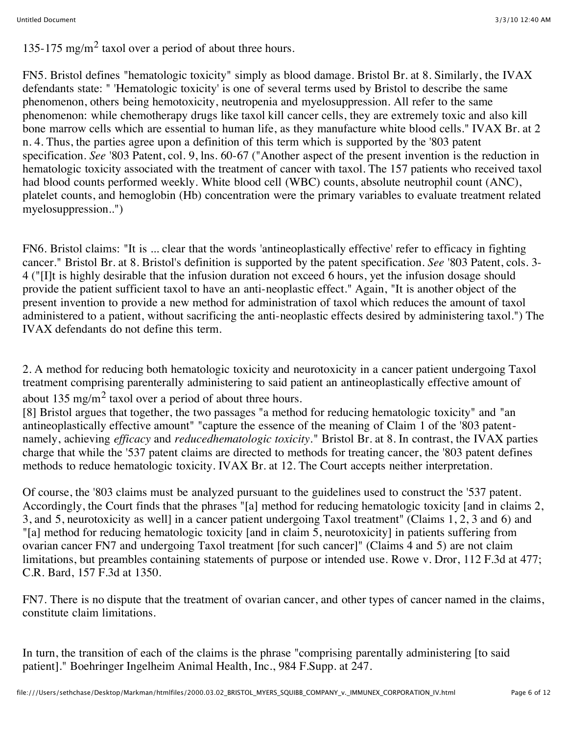135-175 mg/m$^2$ taxol over a period of about three hours.

FN5. Bristol defines "hematologic toxicity" simply as blood damage. Bristol Br. at 8. Similarly, the IVAX defendants state: " 'Hematologic toxicity' is one of several terms used by Bristol to describe the same phenomenon, others being hemotoxicity, neutropenia and myelosuppression. All refer to the same phenomenon: while chemotherapy drugs like taxol kill cancer cells, they are extremely toxic and also kill bone marrow cells which are essential to human life, as they manufacture white blood cells." IVAX Br. at 2 n. 4. Thus, the parties agree upon a definition of this term which is supported by the '803 patent specification. *See* '803 Patent, col. 9, lns. 60-67 ("Another aspect of the present invention is the reduction in hematologic toxicity associated with the treatment of cancer with taxol. The 157 patients who received taxol had blood counts performed weekly. White blood cell (WBC) counts, absolute neutrophil count (ANC), platelet counts, and hemoglobin (Hb) concentration were the primary variables to evaluate treatment related myelosuppression..")

FN6. Bristol claims: "It is ... clear that the words 'antineoplastically effective' refer to efficacy in fighting cancer." Bristol Br. at 8. Bristol's definition is supported by the patent specification. *See* '803 Patent, cols. 3-4 ("[I]t is highly desirable that the infusion duration not exceed 6 hours, yet the infusion dosage should provide the patient sufficient taxol to have an anti-neoplastic effect." Again, "It is another object of the present invention to provide a new method for administration of taxol which reduces the amount of taxol administered to a patient, without sacrificing the anti-neoplastic effects desired by administering taxol.") The IVAX defendants do not define this term.

2. A method for reducing both hematologic toxicity and neurotoxicity in a cancer patient undergoing Taxol treatment comprising parenterally administering to said patient an antineoplastically effective amount of about 135 mg/m$^2$ taxol over a period of about three hours.

[8] Bristol argues that together, the two passages "a method for reducing hematologic toxicity" and "an antineoplastically effective amount" "capture the essence of the meaning of Claim 1 of the '803 patent-namely, achieving *efficacy* and *reducedhematologic toxicity*." Bristol Br. at 8. In contrast, the IVAX parties charge that while the '537 patent claims are directed to methods for treating cancer, the '803 patent defines methods to reduce hematologic toxicity. IVAX Br. at 12. The Court accepts neither interpretation.

Of course, the '803 claims must be analyzed pursuant to the guidelines used to construct the '537 patent. Accordingly, the Court finds that the phrases "[a] method for reducing hematologic toxicity [and in claims 2, 3, and 5, neurotoxicity as well] in a cancer patient undergoing Taxol treatment" (Claims 1, 2, 3 and 6) and "[a] method for reducing hematologic toxicity [and in claim 5, neurotoxicity] in patients suffering from ovarian cancer FN7 and undergoing Taxol treatment [for such cancer]" (Claims 4 and 5) are not claim limitations, but preambles containing statements of purpose or intended use. Rowe v. Dror, 112 F.3d at 477; C.R. Bard, 157 F.3d at 1350.

FN7. There is no dispute that the treatment of ovarian cancer, and other types of cancer named in the claims, constitute claim limitations.

In turn, the transition of each of the claims is the phrase "comprising parentally administering [to said patient]." Boehringer Ingelheim Animal Health, Inc., 984 F.Supp. at 247.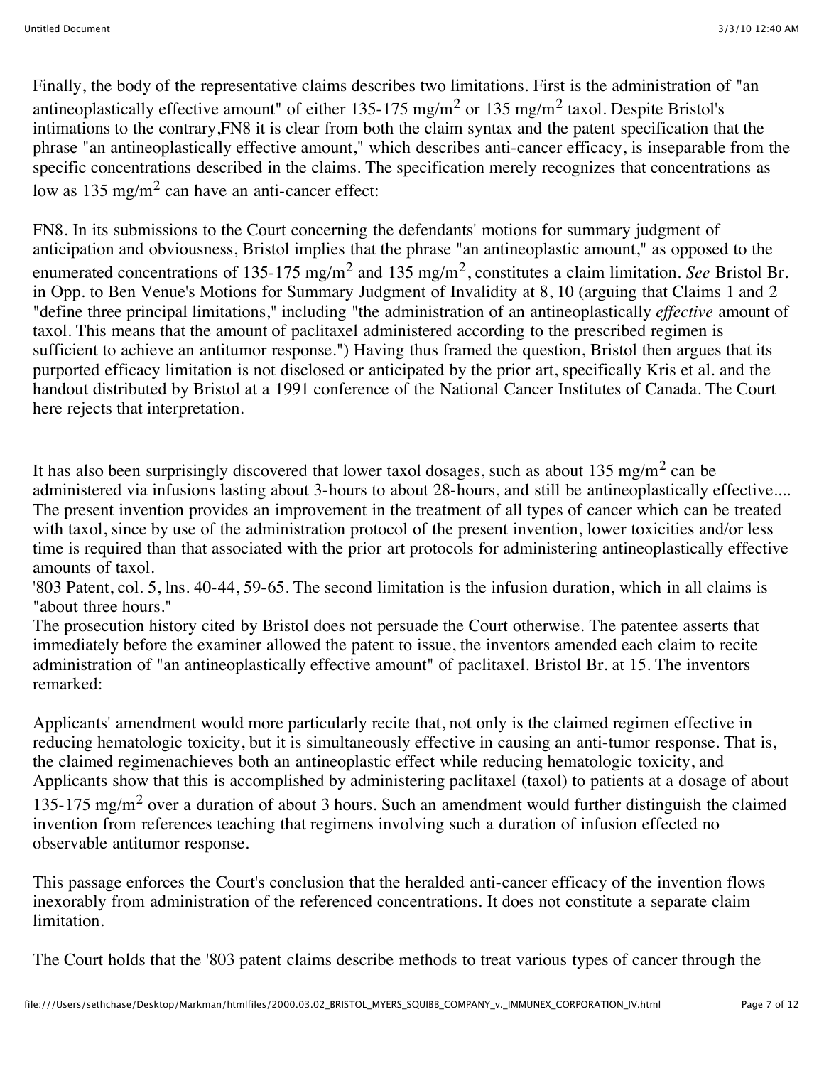Finally, the body of the representative claims describes two limitations. First is the administration of "an antineoplastically effective amount" of either 135-175 mg/m$^2$ or 135 mg/m$^2$ taxol. Despite Bristol's intimations to the contrary,FN8 it is clear from both the claim syntax and the patent specification that the phrase "an antineoplastically effective amount," which describes anti-cancer efficacy, is inseparable from the specific concentrations described in the claims. The specification merely recognizes that concentrations as low as 135 mg/m$^2$ can have an anti-cancer effect:

FN8. In its submissions to the Court concerning the defendants' motions for summary judgment of anticipation and obviousness, Bristol implies that the phrase "an antineoplastic amount," as opposed to the enumerated concentrations of 135-175 mg/m$^2$ and 135 mg/m$^2$, constitutes a claim limitation. *See* Bristol Br. in Opp. to Ben Venue's Motions for Summary Judgment of Invalidity at 8, 10 (arguing that Claims 1 and 2 "define three principal limitations," including "the administration of an antineoplastically *effective* amount of taxol. This means that the amount of paclitaxel administered according to the prescribed regimen is sufficient to achieve an antitumor response.") Having thus framed the question, Bristol then argues that its purported efficacy limitation is not disclosed or anticipated by the prior art, specifically Kris et al. and the handout distributed by Bristol at a 1991 conference of the National Cancer Institutes of Canada. The Court here rejects that interpretation.

It has also been surprisingly discovered that lower taxol dosages, such as about 135 mg/m$^2$ can be administered via infusions lasting about 3-hours to about 28-hours, and still be antineoplastically effective.... The present invention provides an improvement in the treatment of all types of cancer which can be treated with taxol, since by use of the administration protocol of the present invention, lower toxicities and/or less time is required than that associated with the prior art protocols for administering antineoplastically effective amounts of taxol.

'803 Patent, col. 5, lns. 40-44, 59-65. The second limitation is the infusion duration, which in all claims is "about three hours."

The prosecution history cited by Bristol does not persuade the Court otherwise. The patentee asserts that immediately before the examiner allowed the patent to issue, the inventors amended each claim to recite administration of "an antineoplastically effective amount" of paclitaxel. Bristol Br. at 15. The inventors remarked:

Applicants' amendment would more particularly recite that, not only is the claimed regimen effective in reducing hematologic toxicity, but it is simultaneously effective in causing an anti-tumor response. That is, the claimed regimenachieves both an antineoplastic effect while reducing hematologic toxicity, and Applicants show that this is accomplished by administering paclitaxel (taxol) to patients at a dosage of about 135-175 mg/m$^2$ over a duration of about 3 hours. Such an amendment would further distinguish the claimed invention from references teaching that regimens involving such a duration of infusion effected no observable antitumor response.

This passage enforces the Court's conclusion that the heralded anti-cancer efficacy of the invention flows inexorably from administration of the referenced concentrations. It does not constitute a separate claim limitation.

The Court holds that the '803 patent claims describe methods to treat various types of cancer through the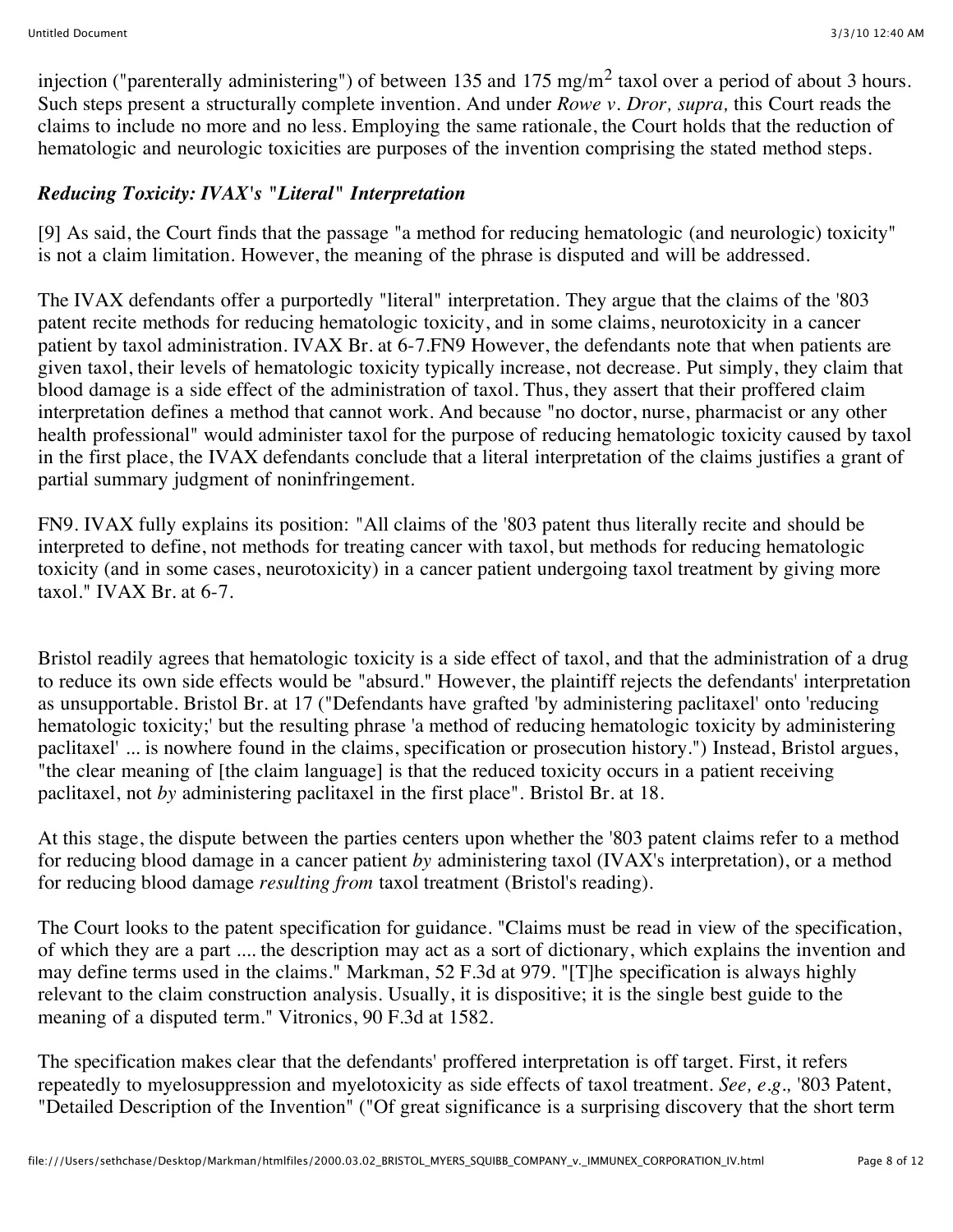injection ("parenterally administering") of between 135 and 175 mg/$m^2$ taxol over a period of about 3 hours. Such steps present a structurally complete invention. And under *Rowe v. Dror, supra,* this Court reads the claims to include no more and no less. Employing the same rationale, the Court holds that the reduction of hematologic and neurologic toxicities are purposes of the invention comprising the stated method steps.

***Reducing Toxicity: IVAX's "Literal" Interpretation***

[9] As said, the Court finds that the passage "a method for reducing hematologic (and neurologic) toxicity" is not a claim limitation. However, the meaning of the phrase is disputed and will be addressed.

The IVAX defendants offer a purportedly "literal" interpretation. They argue that the claims of the '803 patent recite methods for reducing hematologic toxicity, and in some claims, neurotoxicity in a cancer patient by taxol administration. IVAX Br. at 6-7.FN9 However, the defendants note that when patients are given taxol, their levels of hematologic toxicity typically increase, not decrease. Put simply, they claim that blood damage is a side effect of the administration of taxol. Thus, they assert that their proffered claim interpretation defines a method that cannot work. And because "no doctor, nurse, pharmacist or any other health professional" would administer taxol for the purpose of reducing hematologic toxicity caused by taxol in the first place, the IVAX defendants conclude that a literal interpretation of the claims justifies a grant of partial summary judgment of noninfringement.

FN9. IVAX fully explains its position: "All claims of the '803 patent thus literally recite and should be interpreted to define, not methods for treating cancer with taxol, but methods for reducing hematologic toxicity (and in some cases, neurotoxicity) in a cancer patient undergoing taxol treatment by giving more taxol." IVAX Br. at 6-7.

Bristol readily agrees that hematologic toxicity is a side effect of taxol, and that the administration of a drug to reduce its own side effects would be "absurd." However, the plaintiff rejects the defendants' interpretation as unsupportable. Bristol Br. at 17 ("Defendants have grafted 'by administering paclitaxel' onto 'reducing hematologic toxicity;' but the resulting phrase 'a method of reducing hematologic toxicity by administering paclitaxel' ... is nowhere found in the claims, specification or prosecution history.") Instead, Bristol argues, "the clear meaning of [the claim language] is that the reduced toxicity occurs in a patient receiving paclitaxel, not *by* administering paclitaxel in the first place". Bristol Br. at 18.

At this stage, the dispute between the parties centers upon whether the '803 patent claims refer to a method for reducing blood damage in a cancer patient *by* administering taxol (IVAX's interpretation), or a method for reducing blood damage *resulting from* taxol treatment (Bristol's reading).

The Court looks to the patent specification for guidance. "Claims must be read in view of the specification, of which they are a part .... the description may act as a sort of dictionary, which explains the invention and may define terms used in the claims." Markman, 52 F.3d at 979. "[T]he specification is always highly relevant to the claim construction analysis. Usually, it is dispositive; it is the single best guide to the meaning of a disputed term." Vitronics, 90 F.3d at 1582.

The specification makes clear that the defendants' proffered interpretation is off target. First, it refers repeatedly to myelosuppression and myelotoxicity as side effects of taxol treatment. *See, e.g.,* '803 Patent, "Detailed Description of the Invention" ("Of great significance is a surprising discovery that the short term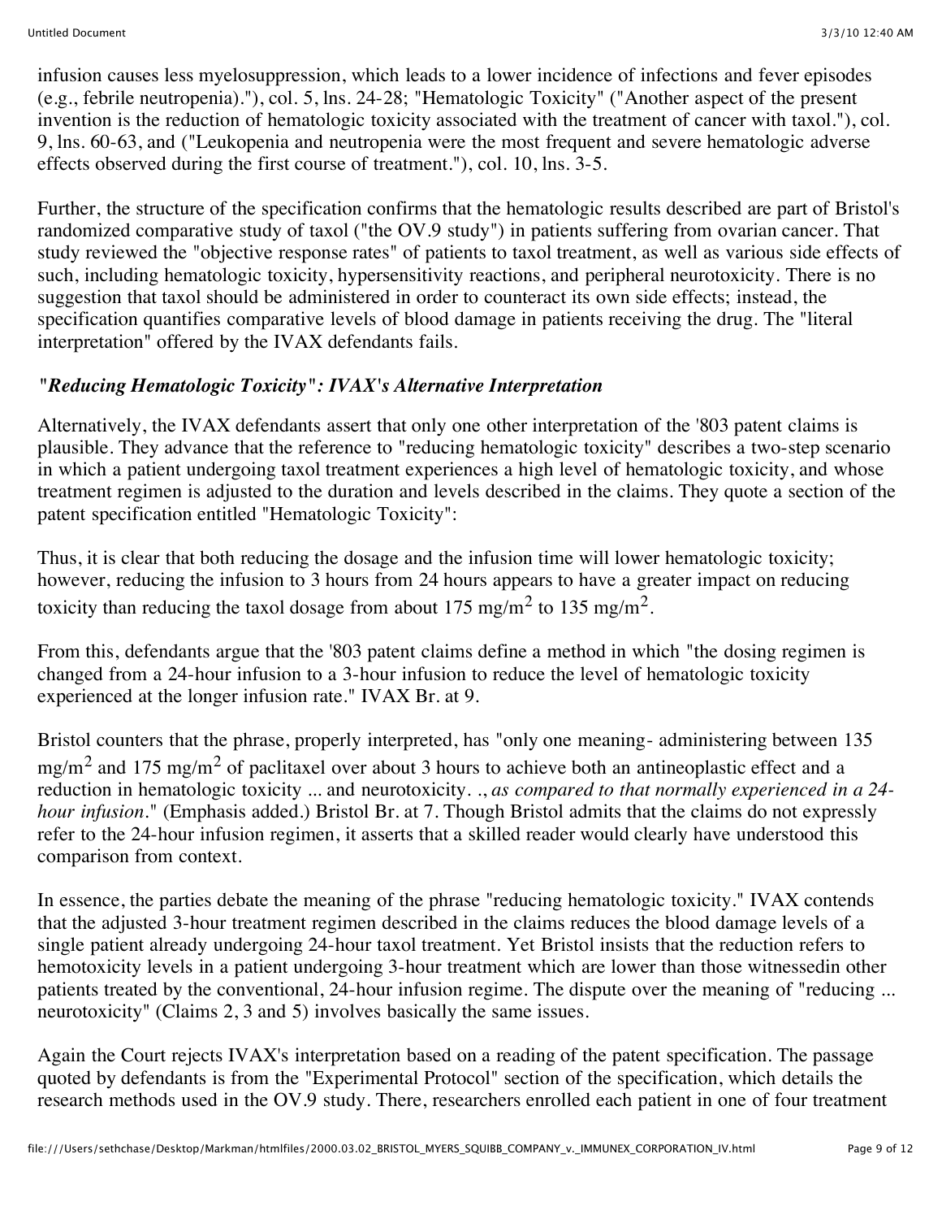infusion causes less myelosuppression, which leads to a lower incidence of infections and fever episodes (e.g., febrile neutropenia)."), col. 5, lns. 24-28; "Hematologic Toxicity" ("Another aspect of the present invention is the reduction of hematologic toxicity associated with the treatment of cancer with taxol."), col. 9, lns. 60-63, and ("Leukopenia and neutropenia were the most frequent and severe hematologic adverse effects observed during the first course of treatment."), col. 10, lns. 3-5.

Further, the structure of the specification confirms that the hematologic results described are part of Bristol's randomized comparative study of taxol ("the OV.9 study") in patients suffering from ovarian cancer. That study reviewed the "objective response rates" of patients to taxol treatment, as well as various side effects of such, including hematologic toxicity, hypersensitivity reactions, and peripheral neurotoxicity. There is no suggestion that taxol should be administered in order to counteract its own side effects; instead, the specification quantifies comparative levels of blood damage in patients receiving the drug. The "literal interpretation" offered by the IVAX defendants fails.

***"Reducing Hematologic Toxicity": IVAX's Alternative Interpretation***

Alternatively, the IVAX defendants assert that only one other interpretation of the '803 patent claims is plausible. They advance that the reference to "reducing hematologic toxicity" describes a two-step scenario in which a patient undergoing taxol treatment experiences a high level of hematologic toxicity, and whose treatment regimen is adjusted to the duration and levels described in the claims. They quote a section of the patent specification entitled "Hematologic Toxicity":

Thus, it is clear that both reducing the dosage and the infusion time will lower hematologic toxicity; however, reducing the infusion to 3 hours from 24 hours appears to have a greater impact on reducing toxicity than reducing the taxol dosage from about 175 $mg/m^2$ to 135 $mg/m^2$.

From this, defendants argue that the '803 patent claims define a method in which "the dosing regimen is changed from a 24-hour infusion to a 3-hour infusion to reduce the level of hematologic toxicity experienced at the longer infusion rate." IVAX Br. at 9.

Bristol counters that the phrase, properly interpreted, has "only one meaning- administering between 135 $mg/m^2$ and 175 $mg/m^2$ of paclitaxel over about 3 hours to achieve both an antineoplastic effect and a reduction in hematologic toxicity ... and neurotoxicity. ., *as compared to that normally experienced in a 24-hour infusion*." (Emphasis added.) Bristol Br. at 7. Though Bristol admits that the claims do not expressly refer to the 24-hour infusion regimen, it asserts that a skilled reader would clearly have understood this comparison from context.

In essence, the parties debate the meaning of the phrase "reducing hematologic toxicity." IVAX contends that the adjusted 3-hour treatment regimen described in the claims reduces the blood damage levels of a single patient already undergoing 24-hour taxol treatment. Yet Bristol insists that the reduction refers to hemotoxicity levels in a patient undergoing 3-hour treatment which are lower than those witnessedin other patients treated by the conventional, 24-hour infusion regime. The dispute over the meaning of "reducing ... neurotoxicity" (Claims 2, 3 and 5) involves basically the same issues.

Again the Court rejects IVAX's interpretation based on a reading of the patent specification. The passage quoted by defendants is from the "Experimental Protocol" section of the specification, which details the research methods used in the OV.9 study. There, researchers enrolled each patient in one of four treatment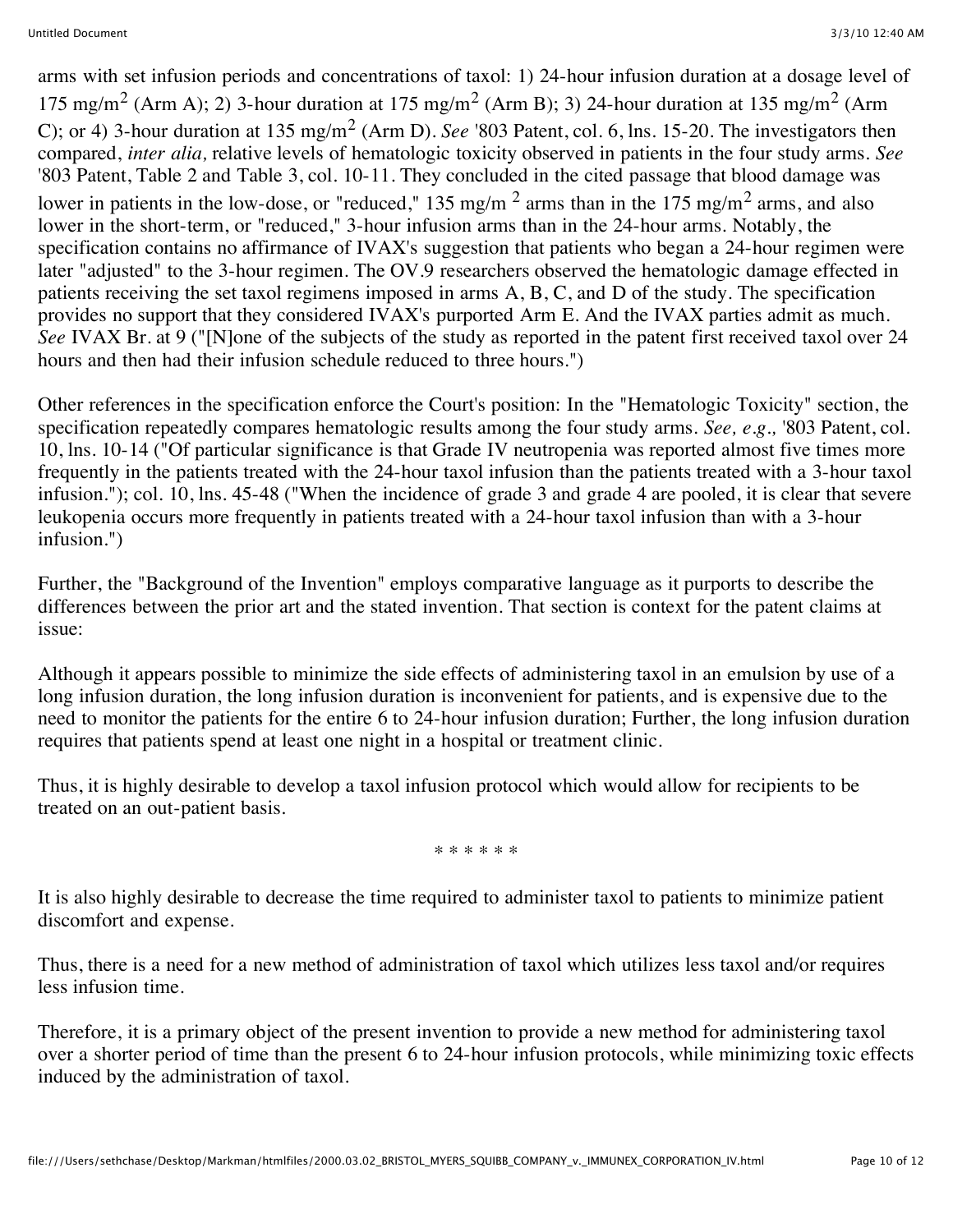arms with set infusion periods and concentrations of taxol: 1) 24-hour infusion duration at a dosage level of 175 $mg/m^2$ (Arm A); 2) 3-hour duration at 175 $mg/m^2$ (Arm B); 3) 24-hour duration at 135 $mg/m^2$ (Arm C); or 4) 3-hour duration at 135 $mg/m^2$ (Arm D). *See* '803 Patent, col. 6, lns. 15-20. The investigators then compared, *inter alia,* relative levels of hematologic toxicity observed in patients in the four study arms. *See* '803 Patent, Table 2 and Table 3, col. 10-11. They concluded in the cited passage that blood damage was lower in patients in the low-dose, or "reduced," 135 $mg/m^2$ arms than in the 175 $mg/m^2$ arms, and also lower in the short-term, or "reduced," 3-hour infusion arms than in the 24-hour arms. Notably, the specification contains no affirmance of IVAX's suggestion that patients who began a 24-hour regimen were later "adjusted" to the 3-hour regimen. The OV.9 researchers observed the hematologic damage effected in patients receiving the set taxol regimens imposed in arms A, B, C, and D of the study. The specification provides no support that they considered IVAX's purported Arm E. And the IVAX parties admit as much. *See* IVAX Br. at 9 ("[N]one of the subjects of the study as reported in the patent first received taxol over 24 hours and then had their infusion schedule reduced to three hours.")

Other references in the specification enforce the Court's position: In the "Hematologic Toxicity" section, the specification repeatedly compares hematologic results among the four study arms. *See, e.g.,* '803 Patent, col. 10, lns. 10-14 ("Of particular significance is that Grade IV neutropenia was reported almost five times more frequently in the patients treated with the 24-hour taxol infusion than the patients treated with a 3-hour taxol infusion."); col. 10, lns. 45-48 ("When the incidence of grade 3 and grade 4 are pooled, it is clear that severe leukopenia occurs more frequently in patients treated with a 24-hour taxol infusion than with a 3-hour infusion.")

Further, the "Background of the Invention" employs comparative language as it purports to describe the differences between the prior art and the stated invention. That section is context for the patent claims at issue:

Although it appears possible to minimize the side effects of administering taxol in an emulsion by use of a long infusion duration, the long infusion duration is inconvenient for patients, and is expensive due to the need to monitor the patients for the entire 6 to 24-hour infusion duration; Further, the long infusion duration requires that patients spend at least one night in a hospital or treatment clinic.

Thus, it is highly desirable to develop a taxol infusion protocol which would allow for recipients to be treated on an out-patient basis.

\* \* \* \* \* \*

It is also highly desirable to decrease the time required to administer taxol to patients to minimize patient discomfort and expense.

Thus, there is a need for a new method of administration of taxol which utilizes less taxol and/or requires less infusion time.

Therefore, it is a primary object of the present invention to provide a new method for administering taxol over a shorter period of time than the present 6 to 24-hour infusion protocols, while minimizing toxic effects induced by the administration of taxol.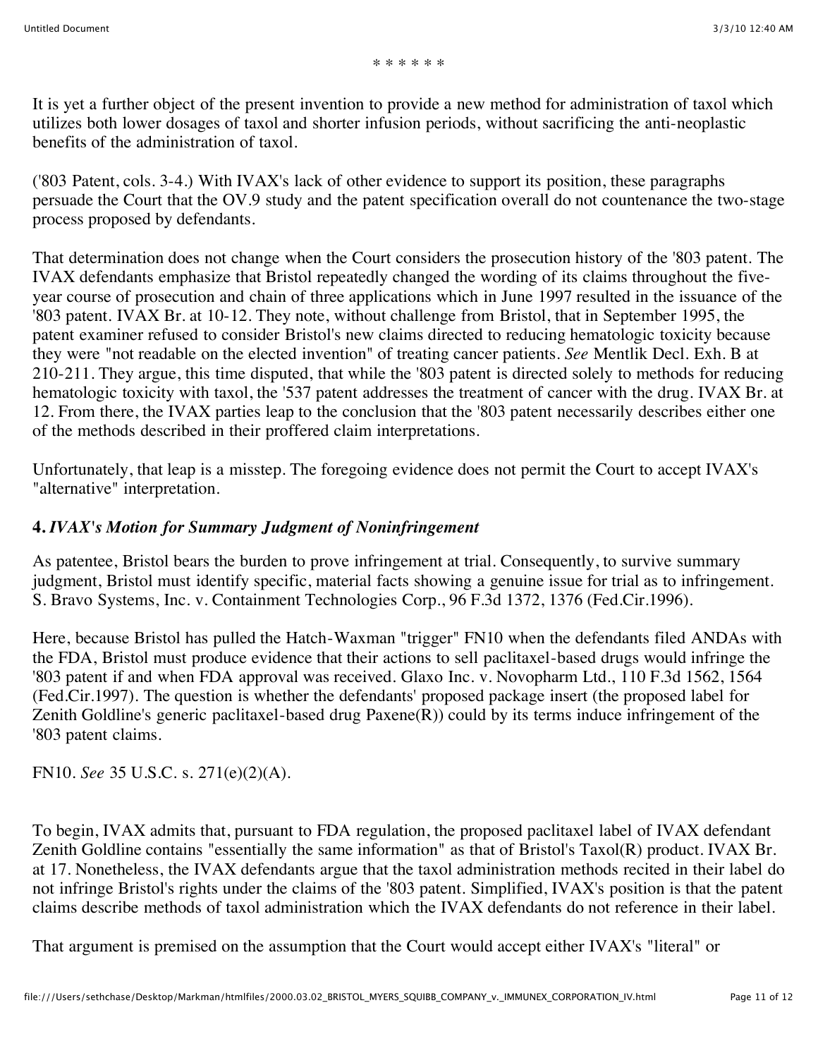\* \* \* \* \* \*

It is yet a further object of the present invention to provide a new method for administration of taxol which utilizes both lower dosages of taxol and shorter infusion periods, without sacrificing the anti-neoplastic benefits of the administration of taxol.

('803 Patent, cols. 3-4.) With IVAX's lack of other evidence to support its position, these paragraphs persuade the Court that the OV.9 study and the patent specification overall do not countenance the two-stage process proposed by defendants.

That determination does not change when the Court considers the prosecution history of the '803 patent. The IVAX defendants emphasize that Bristol repeatedly changed the wording of its claims throughout the five-year course of prosecution and chain of three applications which in June 1997 resulted in the issuance of the '803 patent. IVAX Br. at 10-12. They note, without challenge from Bristol, that in September 1995, the patent examiner refused to consider Bristol's new claims directed to reducing hematologic toxicity because they were "not readable on the elected invention" of treating cancer patients. *See* Mentlik Decl. Exh. B at 210-211. They argue, this time disputed, that while the '803 patent is directed solely to methods for reducing hematologic toxicity with taxol, the '537 patent addresses the treatment of cancer with the drug. IVAX Br. at 12. From there, the IVAX parties leap to the conclusion that the '803 patent necessarily describes either one of the methods described in their proffered claim interpretations.

Unfortunately, that leap is a misstep. The foregoing evidence does not permit the Court to accept IVAX's "alternative" interpretation.

#### 4. *IVAX's Motion for Summary Judgment of Noninfringement*

As patentee, Bristol bears the burden to prove infringement at trial. Consequently, to survive summary judgment, Bristol must identify specific, material facts showing a genuine issue for trial as to infringement. S. Bravo Systems, Inc. v. Containment Technologies Corp., 96 F.3d 1372, 1376 (Fed.Cir.1996).

Here, because Bristol has pulled the Hatch-Waxman "trigger" FN10 when the defendants filed ANDAs with the FDA, Bristol must produce evidence that their actions to sell paclitaxel-based drugs would infringe the '803 patent if and when FDA approval was received. Glaxo Inc. v. Novopharm Ltd., 110 F.3d 1562, 1564 (Fed.Cir.1997). The question is whether the defendants' proposed package insert (the proposed label for Zenith Goldline's generic paclitaxel-based drug Paxene(R)) could by its terms induce infringement of the '803 patent claims.

FN10. *See* 35 U.S.C. s. 271(e)(2)(A).

To begin, IVAX admits that, pursuant to FDA regulation, the proposed paclitaxel label of IVAX defendant Zenith Goldline contains "essentially the same information" as that of Bristol's Taxol(R) product. IVAX Br. at 17. Nonetheless, the IVAX defendants argue that the taxol administration methods recited in their label do not infringe Bristol's rights under the claims of the '803 patent. Simplified, IVAX's position is that the patent claims describe methods of taxol administration which the IVAX defendants do not reference in their label.

That argument is premised on the assumption that the Court would accept either IVAX's "literal" or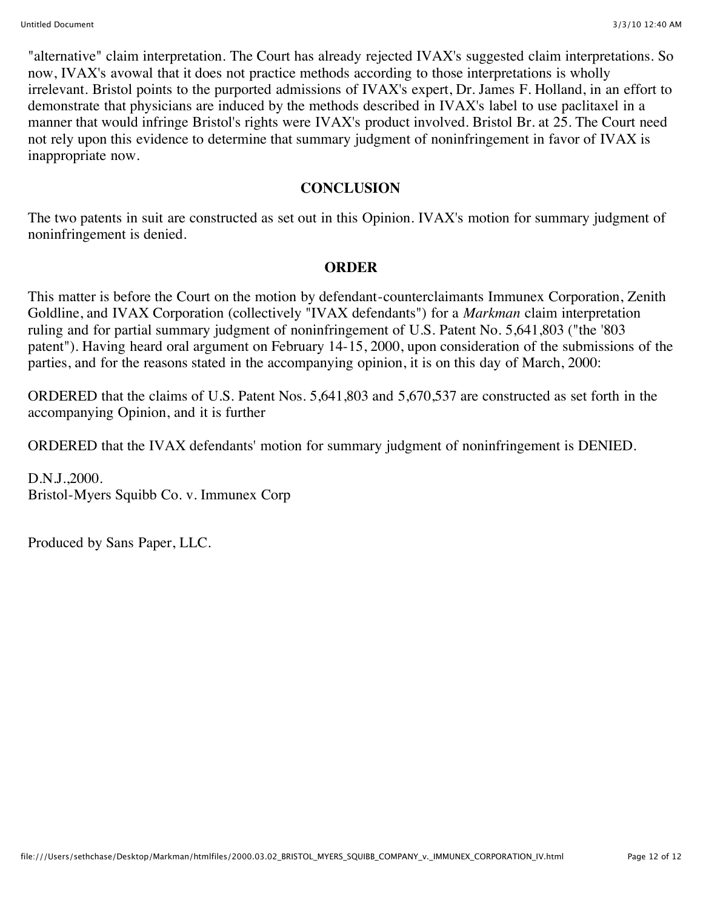"alternative" claim interpretation. The Court has already rejected IVAX's suggested claim interpretations. So now, IVAX's avowal that it does not practice methods according to those interpretations is wholly irrelevant. Bristol points to the purported admissions of IVAX's expert, Dr. James F. Holland, in an effort to demonstrate that physicians are induced by the methods described in IVAX's label to use paclitaxel in a manner that would infringe Bristol's rights were IVAX's product involved. Bristol Br. at 25. The Court need not rely upon this evidence to determine that summary judgment of noninfringement in favor of IVAX is inappropriate now.

## CONCLUSION

The two patents in suit are constructed as set out in this Opinion. IVAX's motion for summary judgment of noninfringement is denied.

## ORDER

This matter is before the Court on the motion by defendant-counterclaimants Immunex Corporation, Zenith Goldline, and IVAX Corporation (collectively "IVAX defendants") for a *Markman* claim interpretation ruling and for partial summary judgment of noninfringement of U.S. Patent No. 5,641,803 ("the '803 patent"). Having heard oral argument on February 14-15, 2000, upon consideration of the submissions of the parties, and for the reasons stated in the accompanying opinion, it is on this day of March, 2000:

ORDERED that the claims of U.S. Patent Nos. 5,641,803 and 5,670,537 are constructed as set forth in the accompanying Opinion, and it is further

ORDERED that the IVAX defendants' motion for summary judgment of noninfringement is DENIED.

D.N.J.,2000.
Bristol-Myers Squibb Co. v. Immunex Corp

Produced by Sans Paper, LLC.